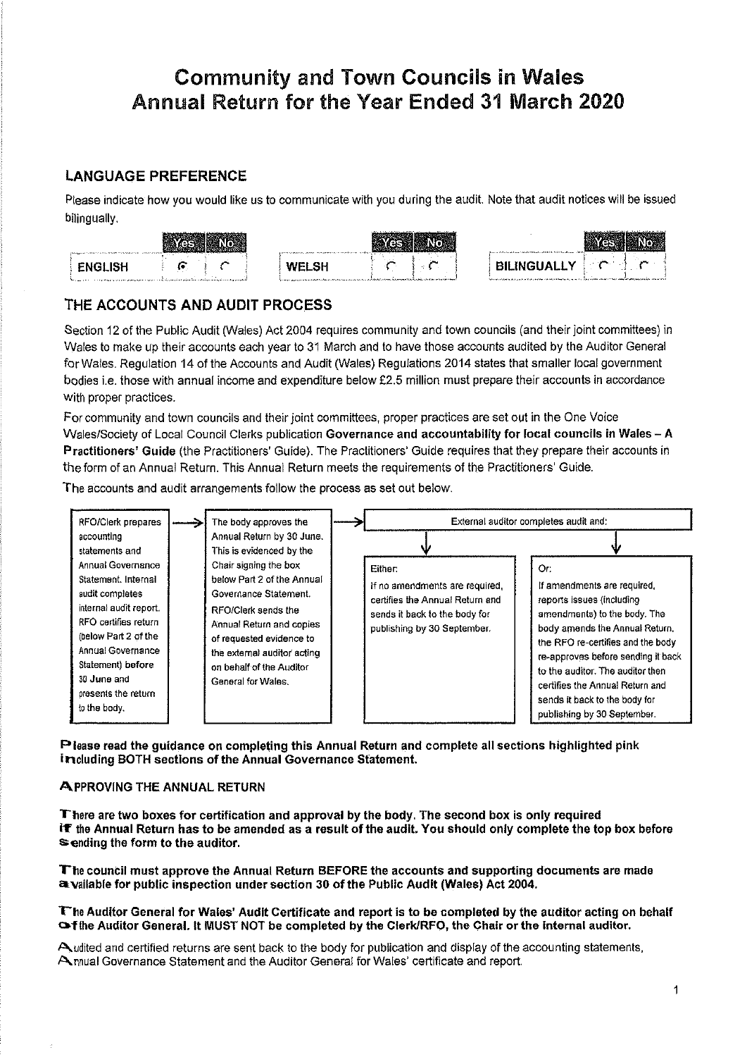# Community and Town Councils in Wales
# Annual Return for the Year Ended 31 March 2020

## LANGUAGE PREFERENCE

Please indicate how you would like us to communicate with you during the audit. Note that audit notices will be issued bilingually.

| | Yes | No |
|---|---|---|
| ENGLISH | ◉ | ○ |
| WELSH | ○ | ○ |
| BILINGUALLY | ○ | ○ |

## THE ACCOUNTS AND AUDIT PROCESS

Section 12 of the Public Audit (Wales) Act 2004 requires community and town councils (and their joint committees) in Wales to make up their accounts each year to 31 March and to have those accounts audited by the Auditor General for Wales. Regulation 14 of the Accounts and Audit (Wales) Regulations 2014 states that smaller local government bodies i.e. those with annual income and expenditure below £2.5 million must prepare their accounts in accordance with proper practices.

For community and town councils and their joint committees, proper practices are set out in the One Voice Wales/Society of Local Council Clerks publication **Governance and accountability for local councils in Wales – A Practitioners' Guide** (the Practitioners' Guide). The Practitioners' Guide requires that they prepare their accounts in the form of an Annual Return. This Annual Return meets the requirements of the Practitioners' Guide.

The accounts and audit arrangements follow the process as set out below.

1. RFO/Clerk prepares accounting statements and Annual Governance Statement. Internal audit completes internal audit report. RFO certifies return (below Part 2 of the Annual Governance Statement) before 30 June and presents the return to the body.
2. The body approves the Annual Return by 30 June. This is evidenced by the Chair signing the box below Part 2 of the Annual Governance Statement. RFO/Clerk sends the Annual Return and copies of requested evidence to the external auditor acting on behalf of the Auditor General for Wales.
3. External auditor completes audit and:
   - Either: If no amendments are required, certifies the Annual Return and sends it back to the body for publishing by 30 September.
   - Or: If amendments are required, reports issues (including amendments) to the body. The body amends the Annual Return, the RFO re-certifies and the body re-approves before sending it back to the auditor. The auditor then certifies the Annual Return and sends it back to the body for publishing by 30 September.

**Please read the guidance on completing this Annual Return and complete all sections highlighted pink including BOTH sections of the Annual Governance Statement.**

### APPROVING THE ANNUAL RETURN

**There are two boxes for certification and approval by the body. The second box is only required if the Annual Return has to be amended as a result of the audit. You should only complete the top box before sending the form to the auditor.**

**The council must approve the Annual Return BEFORE the accounts and supporting documents are made available for public inspection under section 30 of the Public Audit (Wales) Act 2004.**

**The Auditor General for Wales' Audit Certificate and report is to be completed by the auditor acting on behalf of the Auditor General. It MUST NOT be completed by the Clerk/RFO, the Chair or the internal auditor.**

Audited and certified returns are sent back to the body for publication and display of the accounting statements, Annual Governance Statement and the Auditor General for Wales' certificate and report.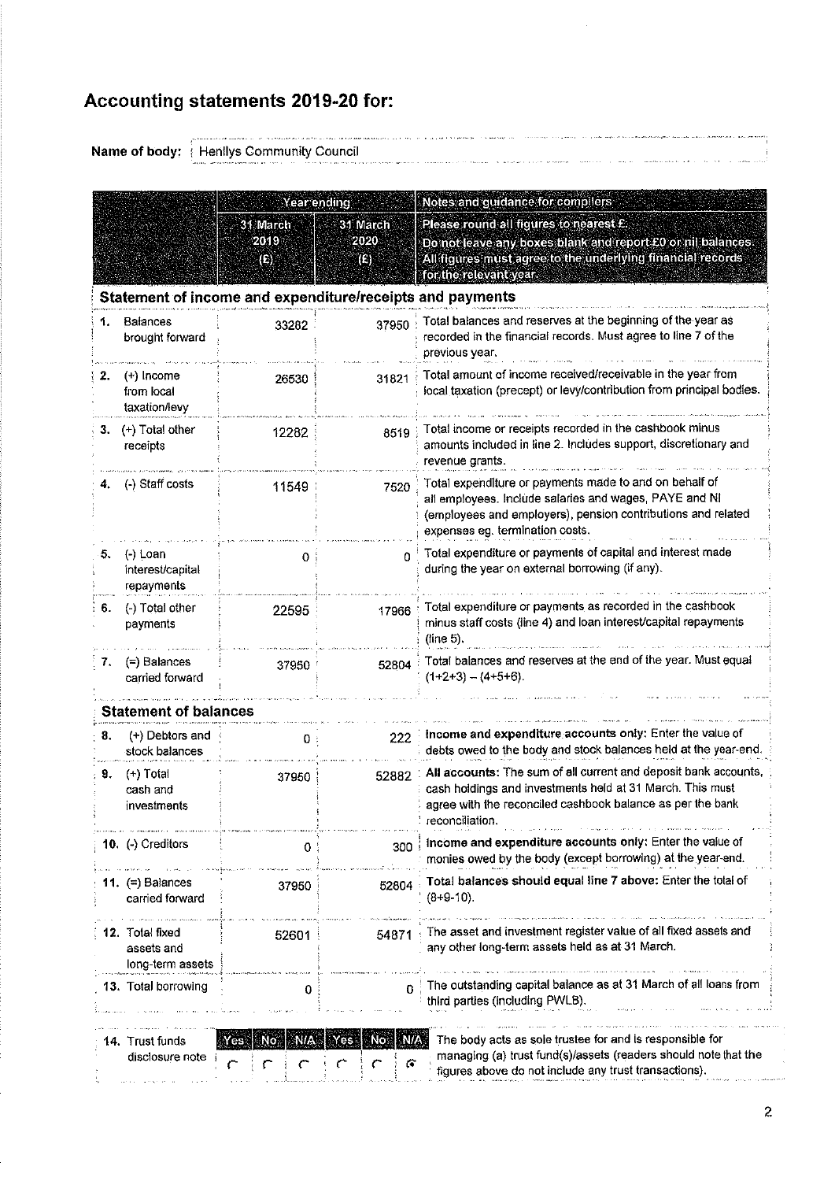# Accounting statements 2019-20 for:

**Name of body:** Henllys Community Council

| | Year ending | | Notes and guidance for compilers |
|---|---|---|---|
| | 31 March 2019 (£) | 31 March 2020 (£) | Please round all figures to nearest £. Do not leave any boxes blank and report £0 or nil balances. All figures must agree to the underlying financial records for the relevant year. |
| **Statement of income and expenditure/receipts and payments** | | | |
| 1. Balances brought forward | 33282 | 37950 | Total balances and reserves at the beginning of the year as recorded in the financial records. Must agree to line 7 of the previous year. |
| 2. (+) Income from local taxation/levy | 26530 | 31821 | Total amount of income received/receivable in the year from local taxation (precept) or levy/contribution from principal bodies. |
| 3. (+) Total other receipts | 12282 | 8519 | Total income or receipts recorded in the cashbook minus amounts included in line 2. Includes support, discretionary and revenue grants. |
| 4. (-) Staff costs | 11549 | 7520 | Total expenditure or payments made to and on behalf of all employees. Include salaries and wages, PAYE and NI (employees and employers), pension contributions and related expenses eg. termination costs. |
| 5. (-) Loan interest/capital repayments | 0 | 0 | Total expenditure or payments of capital and interest made during the year on external borrowing (if any). |
| 6. (-) Total other payments | 22595 | 17966 | Total expenditure or payments as recorded in the cashbook minus staff costs (line 4) and loan interest/capital repayments (line 5). |
| 7. (=) Balances carried forward | 37950 | 52804 | Total balances and reserves at the end of the year. Must equal (1+2+3) – (4+5+6). |
| **Statement of balances** | | | |
| 8. (+) Debtors and stock balances | 0 | 222 | **Income and expenditure accounts only:** Enter the value of debts owed to the body and stock balances held at the year-end. |
| 9. (+) Total cash and investments | 37950 | 52882 | **All accounts:** The sum of all current and deposit bank accounts, cash holdings and investments held at 31 March. This must agree with the reconciled cashbook balance as per the bank reconciliation. |
| 10. (-) Creditors | 0 | 300 | **Income and expenditure accounts only:** Enter the value of monies owed by the body (except borrowing) at the year-end. |
| 11. (=) Balances carried forward | 37950 | 52804 | **Total balances should equal line 7 above:** Enter the total of (8+9-10). |
| 12. Total fixed assets and long-term assets | 52601 | 54871 | The asset and investment register value of all fixed assets and any other long-term assets held as at 31 March. |
| 13. Total borrowing | 0 | 0 | The outstanding capital balance as at 31 March of all loans from third parties (including PWLB). |

| 14. Trust funds disclosure note | 2019: Yes | 2019: No | 2019: N/A | 2020: Yes | 2020: No | 2020: N/A | |
|---|---|---|---|---|---|---|---|
| | ○ | ○ | ○ | ○ | ○ | ● | The body acts as sole trustee for and is responsible for managing (a) trust fund(s)/assets (readers should note that the figures above do not include any trust transactions). |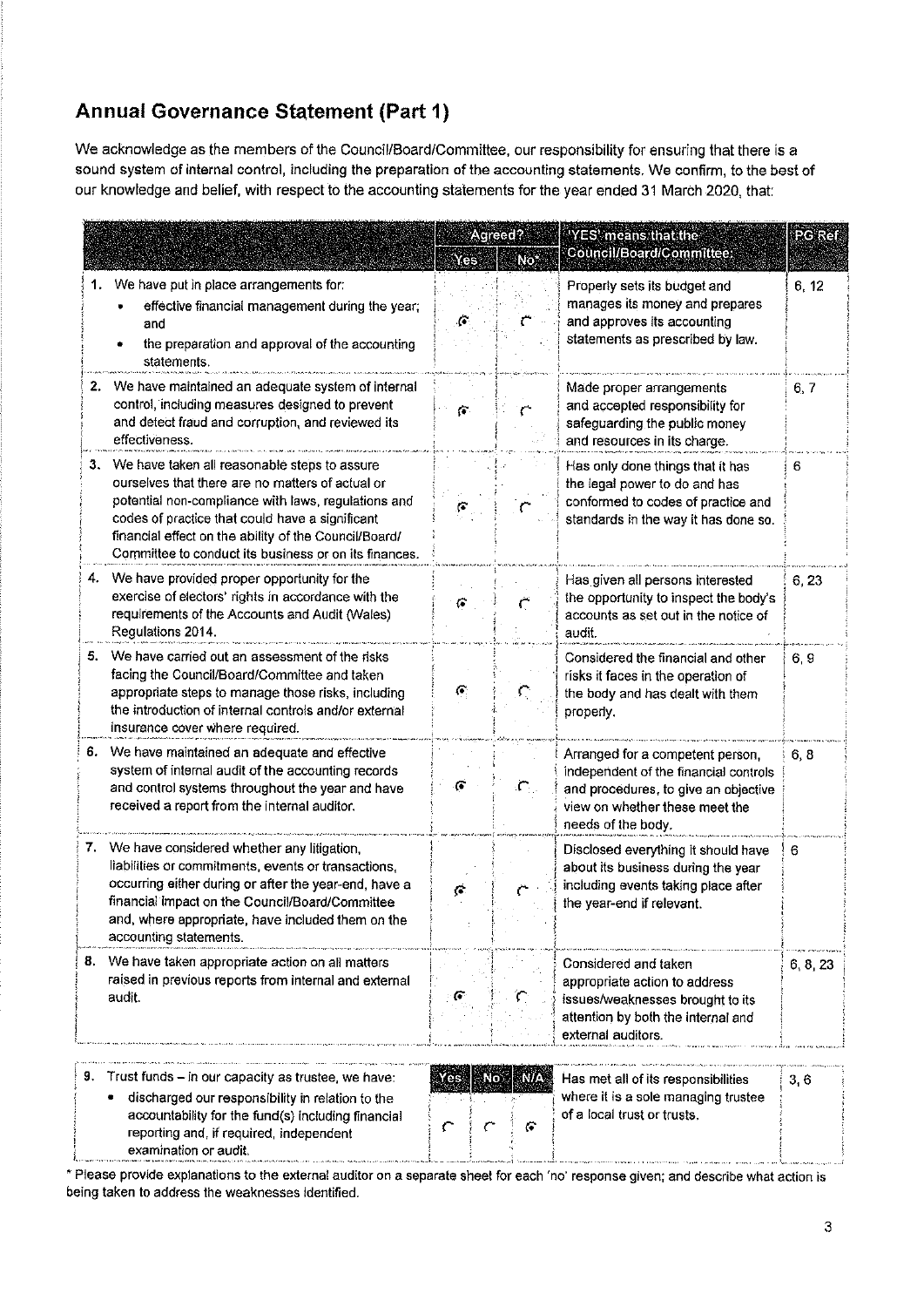## Annual Governance Statement (Part 1)

We acknowledge as the members of the Council/Board/Committee, our responsibility for ensuring that there is a sound system of internal control, including the preparation of the accounting statements. We confirm, to the best of our knowledge and belief, with respect to the accounting statements for the year ended 31 March 2020, that:

| | Agreed? | | 'YES' means that the Council/Board/Committee: | PG Ref |
|---|---|---|---|---|
| | Yes | No* | | |
| 1. We have put in place arrangements for:<br>• effective financial management during the year; and<br>• the preparation and approval of the accounting statements. | ◉ | ○ | Properly sets its budget and manages its money and prepares and approves its accounting statements as prescribed by law. | 6, 12 |
| 2. We have maintained an adequate system of internal control, including measures designed to prevent and detect fraud and corruption, and reviewed its effectiveness. | ◉ | ○ | Made proper arrangements and accepted responsibility for safeguarding the public money and resources in its charge. | 6, 7 |
| 3. We have taken all reasonable steps to assure ourselves that there are no matters of actual or potential non-compliance with laws, regulations and codes of practice that could have a significant financial effect on the ability of the Council/Board/Committee to conduct its business or on its finances. | ◉ | ○ | Has only done things that it has the legal power to do and has conformed to codes of practice and standards in the way it has done so. | 6 |
| 4. We have provided proper opportunity for the exercise of electors' rights in accordance with the requirements of the Accounts and Audit (Wales) Regulations 2014. | ◉ | ○ | Has given all persons interested the opportunity to inspect the body's accounts as set out in the notice of audit. | 6, 23 |
| 5. We have carried out an assessment of the risks facing the Council/Board/Committee and taken appropriate steps to manage those risks, including the introduction of internal controls and/or external insurance cover where required. | ◉ | ○ | Considered the financial and other risks it faces in the operation of the body and has dealt with them properly. | 6, 9 |
| 6. We have maintained an adequate and effective system of internal audit of the accounting records and control systems throughout the year and have received a report from the internal auditor. | ◉ | ○ | Arranged for a competent person, independent of the financial controls and procedures, to give an objective view on whether these meet the needs of the body. | 6, 8 |
| 7. We have considered whether any litigation, liabilities or commitments, events or transactions, occurring either during or after the year-end, have a financial impact on the Council/Board/Committee and, where appropriate, have included them on the accounting statements. | ◉ | ○ | Disclosed everything it should have about its business during the year including events taking place after the year-end if relevant. | 6 |
| 8. We have taken appropriate action on all matters raised in previous reports from internal and external audit. | ◉ | ○ | Considered and taken appropriate action to address issues/weaknesses brought to its attention by both the internal and external auditors. | 6, 8, 23 |

| | Yes | No | N/A | | |
|---|---|---|---|---|---|
| 9. Trust funds – in our capacity as trustee, we have:<br>• discharged our responsibility in relation to the accountability for the fund(s) including financial reporting and, if required, independent examination or audit. | ○ | ○ | ◉ | Has met all of its responsibilities where it is a sole managing trustee of a local trust or trusts. | 3, 6 |

\* Please provide explanations to the external auditor on a separate sheet for each 'no' response given; and describe what action is being taken to address the weaknesses identified.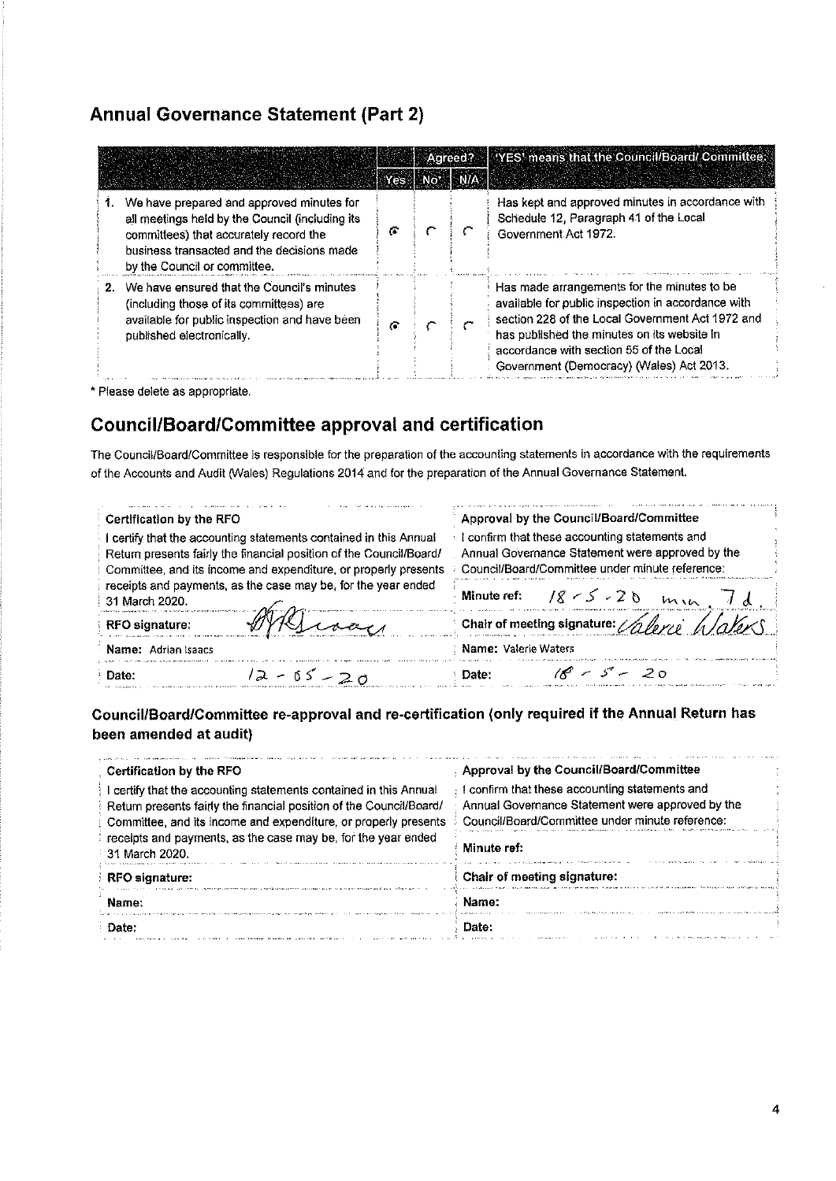## Annual Governance Statement (Part 2)

| | Agreed? Yes | No* | N/A | 'YES' means that the Council/Board/ Committee: |
|---|---|---|---|---|
| 1. We have prepared and approved minutes for all meetings held by the Council (including its committees) that accurately record the business transacted and the decisions made by the Council or committee. | ● | ○ | ○ | Has kept and approved minutes in accordance with Schedule 12, Paragraph 41 of the Local Government Act 1972. |
| 2. We have ensured that the Council's minutes (including those of its committees) are available for public inspection and have been published electronically. | ● | ○ | ○ | Has made arrangements for the minutes to be available for public inspection in accordance with section 228 of the Local Government Act 1972 and has published the minutes on its website in accordance with section 55 of the Local Government (Democracy) (Wales) Act 2013. |

\* Please delete as appropriate.

## Council/Board/Committee approval and certification

The Council/Board/Committee is responsible for the preparation of the accounting statements in accordance with the requirements of the Accounts and Audit (Wales) Regulations 2014 and for the preparation of the Annual Governance Statement.

| Certification by the RFO | Approval by the Council/Board/Committee |
|---|---|
| I certify that the accounting statements contained in this Annual Return presents fairly the financial position of the Council/Board/ Committee, and its income and expenditure, or properly presents receipts and payments, as the case may be, for the year ended 31 March 2020. | I confirm that these accounting statements and Annual Governance Statement were approved by the Council/Board/Committee under minute reference: |
| | Minute ref: 18-5-20 min. 7d. |
| RFO signature: AR Isaacs | Chair of meeting signature: Valerie Waters |
| Name: Adrian Isaacs | Name: Valerie Waters |
| Date: 12-05-20 | Date: 18-5-20 |

### Council/Board/Committee re-approval and re-certification (only required if the Annual Return has been amended at audit)

| Certification by the RFO | Approval by the Council/Board/Committee |
|---|---|
| I certify that the accounting statements contained in this Annual Return presents fairly the financial position of the Council/Board/ Committee, and its income and expenditure, or properly presents receipts and payments, as the case may be, for the year ended 31 March 2020. | I confirm that these accounting statements and Annual Governance Statement were approved by the Council/Board/Committee under minute reference: |
| | Minute ref: |
| RFO signature: | Chair of meeting signature: |
| Name: | Name: |
| Date: | Date: |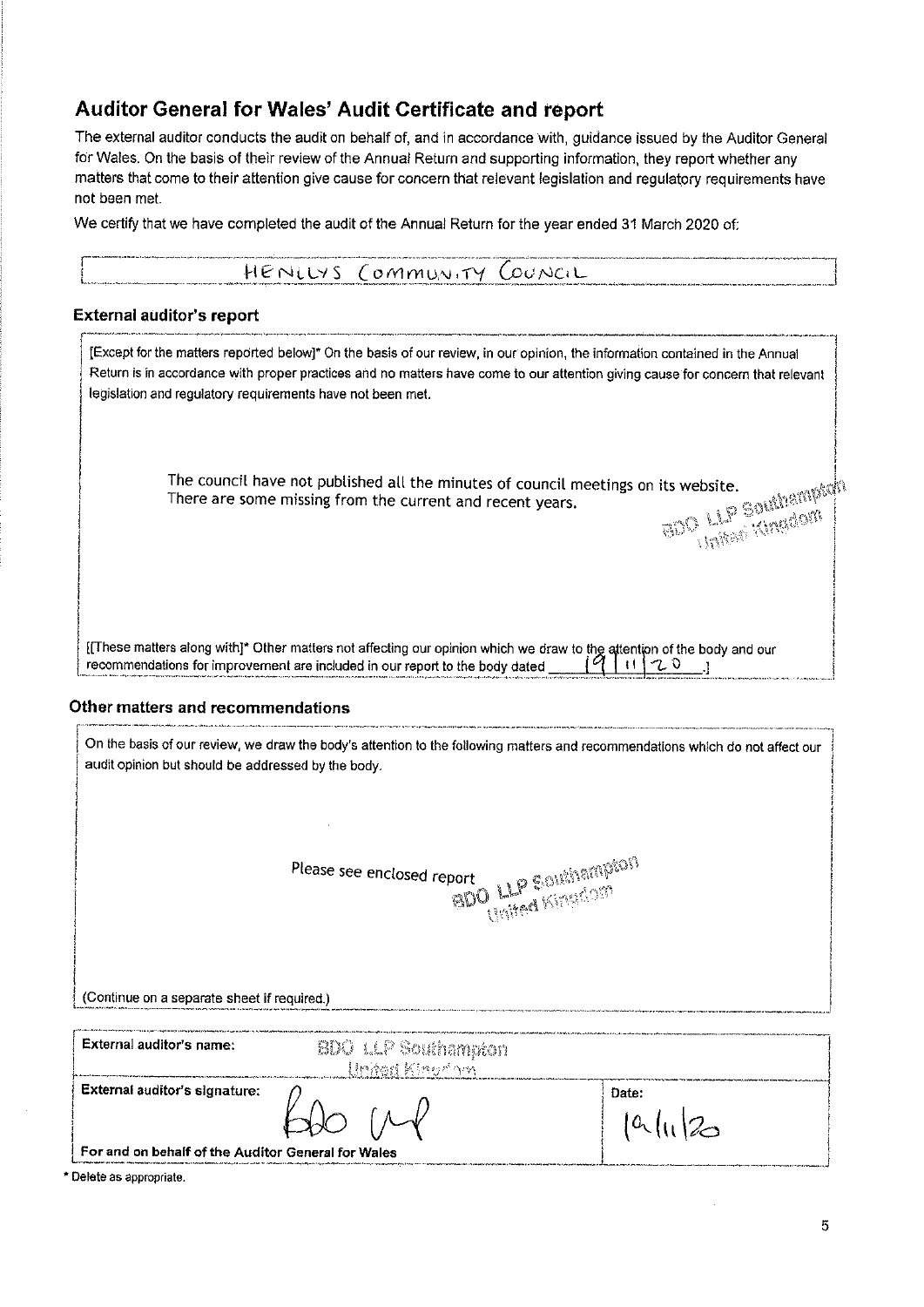## Auditor General for Wales' Audit Certificate and report

The external auditor conducts the audit on behalf of, and in accordance with, guidance issued by the Auditor General for Wales. On the basis of their review of the Annual Return and supporting information, they report whether any matters that come to their attention give cause for concern that relevant legislation and regulatory requirements have not been met.

We certify that we have completed the audit of the Annual Return for the year ended 31 March 2020 of:

HENLLYS COMMUNITY COUNCIL

### External auditor's report

[Except for the matters reported below]* On the basis of our review, in our opinion, the information contained in the Annual Return is in accordance with proper practices and no matters have come to our attention giving cause for concern that relevant legislation and regulatory requirements have not been met.

The council have not published all the minutes of council meetings on its website. There are some missing from the current and recent years.

BDO LLP Southampton United Kingdom

[[These matters along with]* Other matters not affecting our opinion which we draw to the attention of the body and our recommendations for improvement are included in our report to the body dated 19 | 11 | 20 .]

### Other matters and recommendations

On the basis of our review, we draw the body's attention to the following matters and recommendations which do not affect our audit opinion but should be addressed by the body.

Please see enclosed report

BDO LLP Southampton United Kingdom

(Continue on a separate sheet if required.)

| External auditor's name: | BDO LLP Southampton United Kingdom |
|---|---|
| External auditor's signature: BDO LLP | Date: 19/11/20 |
| For and on behalf of the Auditor General for Wales | |

* Delete as appropriate.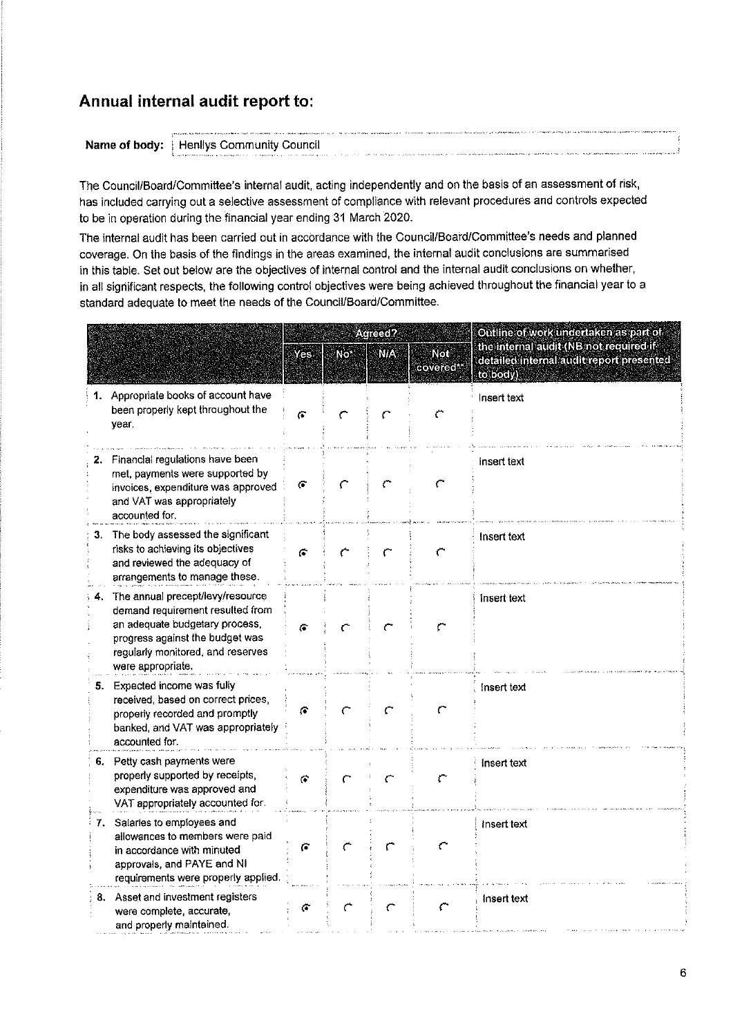## Annual internal audit report to:

**Name of body:** Henllys Community Council

The Council/Board/Committee's internal audit, acting independently and on the basis of an assessment of risk, has included carrying out a selective assessment of compliance with relevant procedures and controls expected to be in operation during the financial year ending 31 March 2020.

The internal audit has been carried out in accordance with the Council/Board/Committee's needs and planned coverage. On the basis of the findings in the areas examined, the internal audit conclusions are summarised in this table. Set out below are the objectives of internal control and the internal audit conclusions on whether, in all significant respects, the following control objectives were being achieved throughout the financial year to a standard adequate to meet the needs of the Council/Board/Committee.

| | Agreed? | | | | Outline of work undertaken as part of the internal audit (NB not required if detailed internal audit report presented to body) |
|---|---|---|---|---|---|
| | Yes | No* | N/A | Not covered** | |
| 1. Appropriate books of account have been properly kept throughout the year. | ◉ | ○ | ○ | ○ | Insert text |
| 2. Financial regulations have been met, payments were supported by invoices, expenditure was approved and VAT was appropriately accounted for. | ◉ | ○ | ○ | ○ | Insert text |
| 3. The body assessed the significant risks to achieving its objectives and reviewed the adequacy of arrangements to manage these. | ◉ | ○ | ○ | ○ | Insert text |
| 4. The annual precept/levy/resource demand requirement resulted from an adequate budgetary process, progress against the budget was regularly monitored, and reserves were appropriate. | ◉ | ○ | ○ | ○ | Insert text |
| 5. Expected income was fully received, based on correct prices, properly recorded and promptly banked, and VAT was appropriately accounted for. | ◉ | ○ | ○ | ○ | Insert text |
| 6. Petty cash payments were properly supported by receipts, expenditure was approved and VAT appropriately accounted for. | ◉ | ○ | ○ | ○ | Insert text |
| 7. Salaries to employees and allowances to members were paid in accordance with minuted approvals, and PAYE and NI requirements were properly applied. | ◉ | ○ | ○ | ○ | Insert text |
| 8. Asset and investment registers were complete, accurate, and properly maintained. | ◉ | ○ | ○ | ○ | Insert text |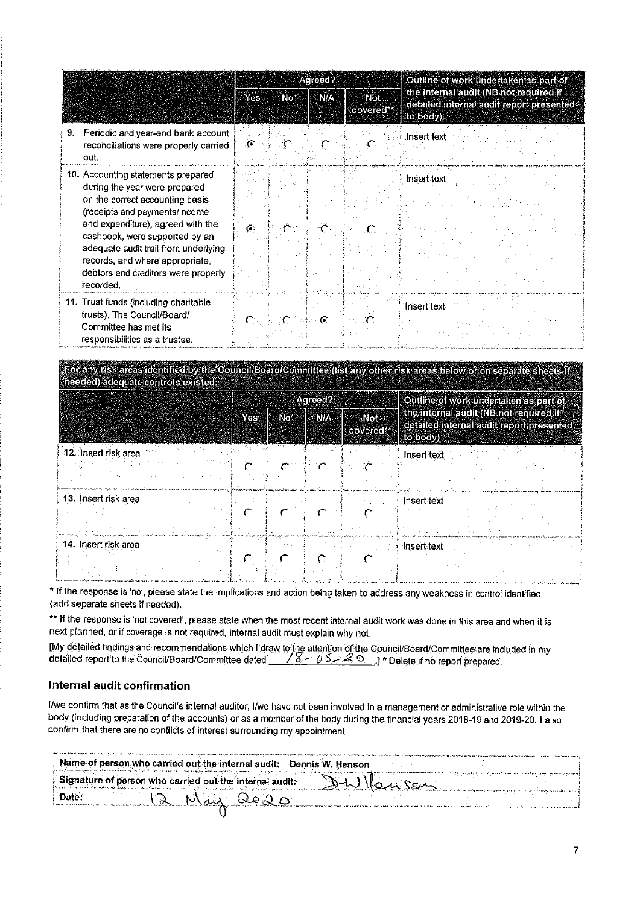| | Agreed? | | | | Outline of work undertaken as part of the internal audit (NB not required if detailed internal audit report presented to body) |
|---|---|---|---|---|---|
| | Yes | No* | N/A | Not covered** | |
| 9. Periodic and year-end bank account reconciliations were properly carried out. | ◉ | ○ | ○ | ○ | Insert text |
| 10. Accounting statements prepared during the year were prepared on the correct accounting basis (receipts and payments/income and expenditure), agreed with the cashbook, were supported by an adequate audit trail from underlying records, and where appropriate, debtors and creditors were properly recorded. | ◉ | ○ | ○ | ○ | Insert text |
| 11. Trust funds (including charitable trusts). The Council/Board/ Committee has met its responsibilities as a trustee. | ○ | ○ | ◉ | ○ | Insert text |

For any risk areas identified by the Council/Board/Committee (list any other risk areas below or on separate sheets if needed) adequate controls existed:

| | Agreed? | | | | Outline of work undertaken as part of the internal audit (NB not required if detailed internal audit report presented to body) |
|---|---|---|---|---|---|
| | Yes | No* | N/A | Not covered** | |
| 12. Insert risk area | ○ | ○ | ○ | ○ | Insert text |
| 13. Insert risk area | ○ | ○ | ○ | ○ | Insert text |
| 14. Insert risk area | ○ | ○ | ○ | ○ | Insert text |

* If the response is 'no', please state the implications and action being taken to address any weakness in control identified (add separate sheets if needed).

** If the response is 'not covered', please state when the most recent internal audit work was done in this area and when it is next planned, or if coverage is not required, internal audit must explain why not.

[My detailed findings and recommendations which I draw to the attention of the Council/Board/Committee are included in my detailed report to the Council/Board/Committee dated 18-05-20.] * Delete if no report prepared.

## Internal audit confirmation

I/we confirm that as the Council's internal auditor, I/we have not been involved in a management or administrative role within the body (including preparation of the accounts) or as a member of the body during the financial years 2018-19 and 2019-20. I also confirm that there are no conflicts of interest surrounding my appointment.

| | |
|---|---|
| Name of person who carried out the internal audit: | Dennis W. Henson |
| Signature of person who carried out the internal audit: | DW Henson |
| Date: | 12 May 2020 |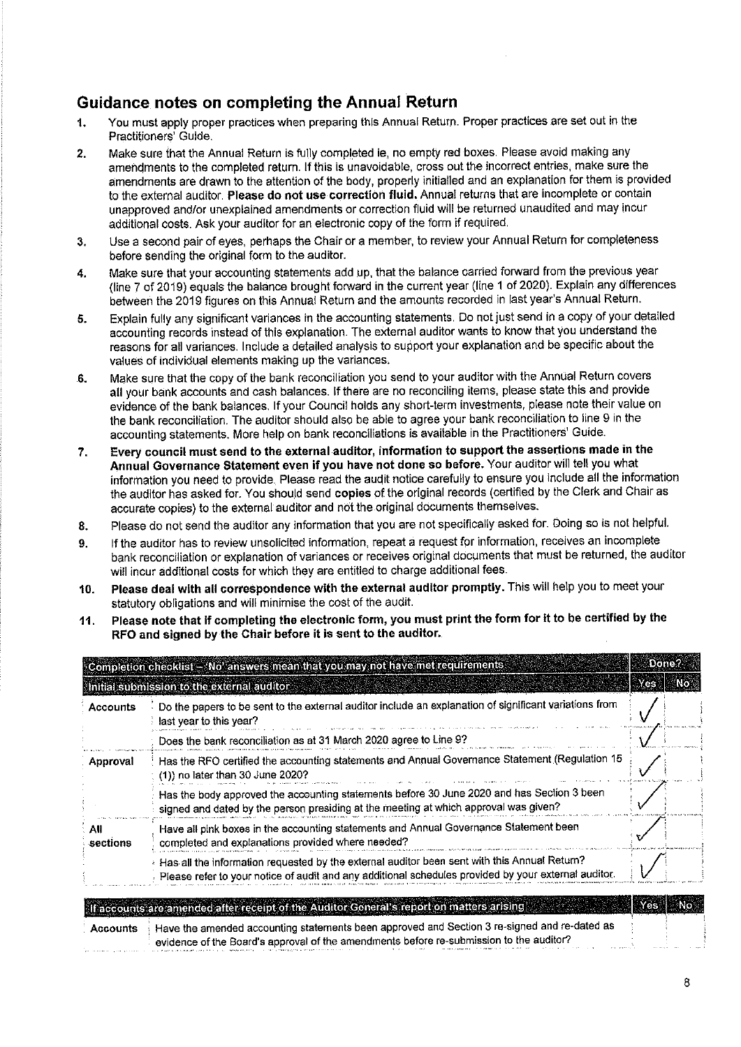## Guidance notes on completing the Annual Return

1. You must apply proper practices when preparing this Annual Return. Proper practices are set out in the Practitioners' Guide.
2. Make sure that the Annual Return is fully completed ie, no empty red boxes. Please avoid making any amendments to the completed return. If this is unavoidable, cross out the incorrect entries, make sure the amendments are drawn to the attention of the body, properly initialled and an explanation for them is provided to the external auditor. **Please do not use correction fluid.** Annual returns that are incomplete or contain unapproved and/or unexplained amendments or correction fluid will be returned unaudited and may incur additional costs. Ask your auditor for an electronic copy of the form if required.
3. Use a second pair of eyes, perhaps the Chair or a member, to review your Annual Return for completeness before sending the original form to the auditor.
4. Make sure that your accounting statements add up, that the balance carried forward from the previous year (line 7 of 2019) equals the balance brought forward in the current year (line 1 of 2020). Explain any differences between the 2019 figures on this Annual Return and the amounts recorded in last year's Annual Return.
5. Explain fully any significant variances in the accounting statements. Do not just send in a copy of your detailed accounting records instead of this explanation. The external auditor wants to know that you understand the reasons for all variances. Include a detailed analysis to support your explanation and be specific about the values of individual elements making up the variances.
6. Make sure that the copy of the bank reconciliation you send to your auditor with the Annual Return covers **all** your bank accounts and cash balances. If there are no reconciling items, please state this and provide evidence of the bank balances. If your Council holds any short-term investments, please note their value on the bank reconciliation. The auditor should also be able to agree your bank reconciliation to line 9 in the accounting statements. More help on bank reconciliations is available in the Practitioners' Guide.
7. **Every council must send to the external auditor, information to support the assertions made in the Annual Governance Statement even if you have not done so before.** Your auditor will tell you what information you need to provide. Please read the audit notice carefully to ensure you include all the information the auditor has asked for. You should send **copies** of the original records (certified by the Clerk and Chair as accurate copies) to the external auditor and not the original documents themselves.
8. Please do not send the auditor any information that you are not specifically asked for. Doing so is not helpful.
9. If the auditor has to review unsolicited information, repeat a request for information, receives an incomplete bank reconciliation or explanation of variances or receives original documents that must be returned, the auditor will incur additional costs for which they are entitled to charge additional fees.
10. **Please deal with all correspondence with the external auditor promptly.** This will help you to meet your statutory obligations and will minimise the cost of the audit.
11. **Please note that if completing the electronic form, you must print the form for it to be certified by the RFO and signed by the Chair before it is sent to the auditor.**

| Completion checklist – 'No' answers mean that you may not have met requirements | | Done? | |
|---|---|---|---|
| **Initial submission to the external auditor** | | **Yes** | **No** |
| **Accounts** | Do the papers to be sent to the external auditor include an explanation of significant variations from last year to this year? | ✓ | |
| | Does the bank reconciliation as at 31 March 2020 agree to Line 9? | ✓ | |
| **Approval** | Has the RFO certified the accounting statements and Annual Governance Statement (Regulation 15 (1)) no later than 30 June 2020? | ✓ | |
| | Has the body approved the accounting statements before 30 June 2020 and has Section 3 been signed and dated by the person presiding at the meeting at which approval was given? | ✓ | |
| **All sections** | Have all pink boxes in the accounting statements and Annual Governance Statement been completed and explanations provided where needed? | ✓ | |
| | Has all the information requested by the external auditor been sent with this Annual Return? Please refer to your notice of audit and any additional schedules provided by your external auditor. | ✓ | |

| If accounts are amended after receipt of the Auditor General's report on matters arising | | Yes | No |
|---|---|---|---|
| **Accounts** | Have the amended accounting statements been approved and Section 3 re-signed and re-dated as evidence of the Board's approval of the amendments before re-submission to the auditor? | | |